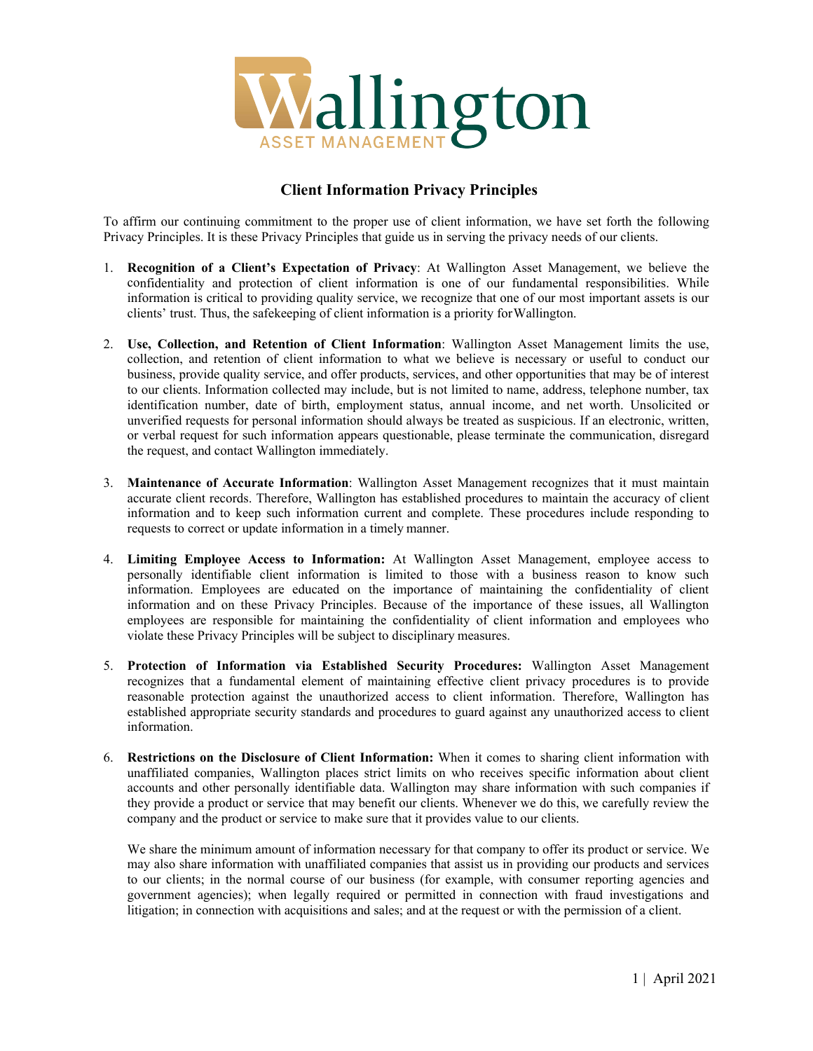# Wallington

ASSET MANAGEMENT

## Client Information Privacy Principles

To affirm our continuing commitment to the proper use of client information, we have set forth the following Privacy Principles. It is these Privacy Principles that guide us in serving the privacy needs of our clients.

1. **Recognition of a Client's Expectation of Privacy**: At Wallington Asset Management, we believe the confidentiality and protection of client information is one of our fundamental responsibilities. While information is critical to providing quality service, we recognize that one of our most important assets is our clients' trust. Thus, the safekeeping of client information is a priority for Wallington.

2. **Use, Collection, and Retention of Client Information**: Wallington Asset Management limits the use, collection, and retention of client information to what we believe is necessary or useful to conduct our business, provide quality service, and offer products, services, and other opportunities that may be of interest to our clients. Information collected may include, but is not limited to name, address, telephone number, tax identification number, date of birth, employment status, annual income, and net worth. Unsolicited or unverified requests for personal information should always be treated as suspicious. If an electronic, written, or verbal request for such information appears questionable, please terminate the communication, disregard the request, and contact Wallington immediately.

3. **Maintenance of Accurate Information**: Wallington Asset Management recognizes that it must maintain accurate client records. Therefore, Wallington has established procedures to maintain the accuracy of client information and to keep such information current and complete. These procedures include responding to requests to correct or update information in a timely manner.

4. **Limiting Employee Access to Information:** At Wallington Asset Management, employee access to personally identifiable client information is limited to those with a business reason to know such information. Employees are educated on the importance of maintaining the confidentiality of client information and on these Privacy Principles. Because of the importance of these issues, all Wallington employees are responsible for maintaining the confidentiality of client information and employees who violate these Privacy Principles will be subject to disciplinary measures.

5. **Protection of Information via Established Security Procedures:** Wallington Asset Management recognizes that a fundamental element of maintaining effective client privacy procedures is to provide reasonable protection against the unauthorized access to client information. Therefore, Wallington has established appropriate security standards and procedures to guard against any unauthorized access to client information.

6. **Restrictions on the Disclosure of Client Information:** When it comes to sharing client information with unaffiliated companies, Wallington places strict limits on who receives specific information about client accounts and other personally identifiable data. Wallington may share information with such companies if they provide a product or service that may benefit our clients. Whenever we do this, we carefully review the company and the product or service to make sure that it provides value to our clients.

   We share the minimum amount of information necessary for that company to offer its product or service. We may also share information with unaffiliated companies that assist us in providing our products and services to our clients; in the normal course of our business (for example, with consumer reporting agencies and government agencies); when legally required or permitted in connection with fraud investigations and litigation; in connection with acquisitions and sales; and at the request or with the permission of a client.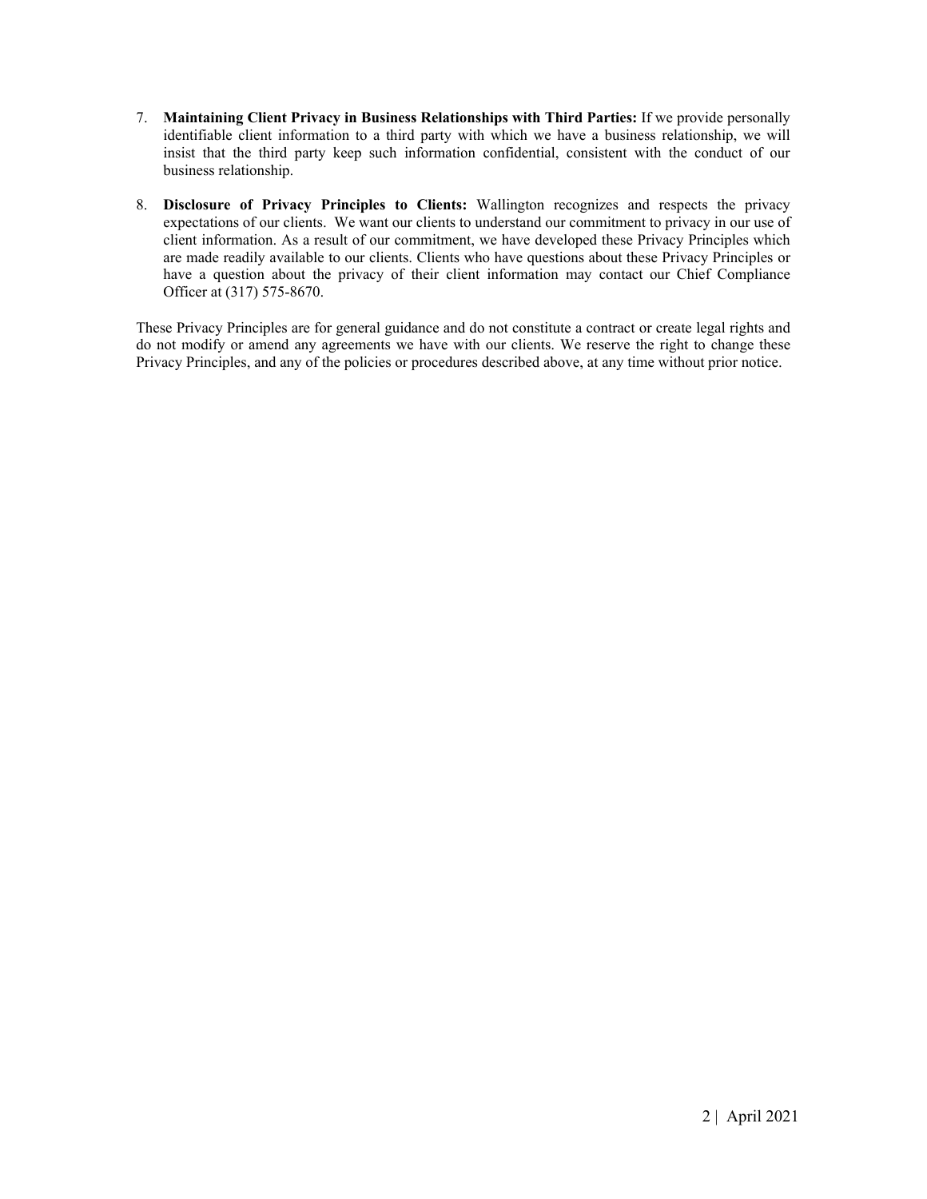7. **Maintaining Client Privacy in Business Relationships with Third Parties:** If we provide personally identifiable client information to a third party with which we have a business relationship, we will insist that the third party keep such information confidential, consistent with the conduct of our business relationship.

8. **Disclosure of Privacy Principles to Clients:** Wallington recognizes and respects the privacy expectations of our clients. We want our clients to understand our commitment to privacy in our use of client information. As a result of our commitment, we have developed these Privacy Principles which are made readily available to our clients. Clients who have questions about these Privacy Principles or have a question about the privacy of their client information may contact our Chief Compliance Officer at (317) 575-8670.

These Privacy Principles are for general guidance and do not constitute a contract or create legal rights and do not modify or amend any agreements we have with our clients. We reserve the right to change these Privacy Principles, and any of the policies or procedures described above, at any time without prior notice.